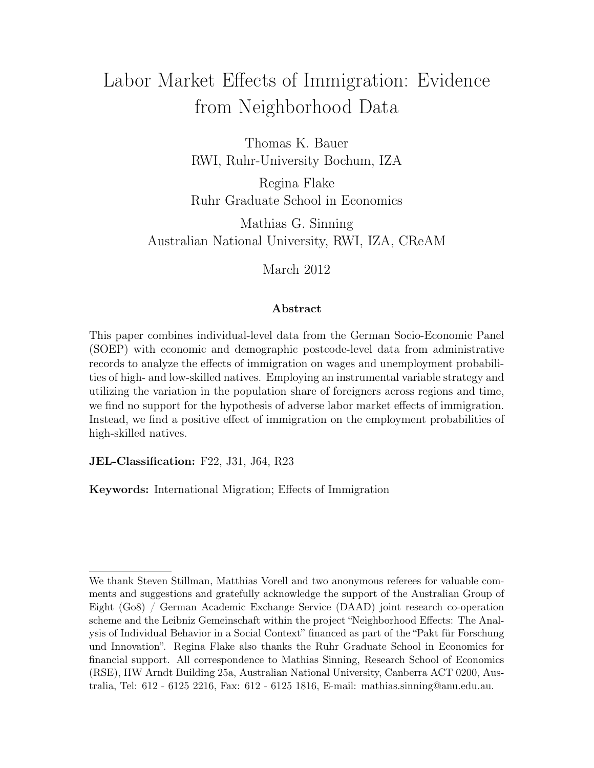# Labor Market Effects of Immigration: Evidence from Neighborhood Data

Thomas K. Bauer
RWI, Ruhr-University Bochum, IZA

Regina Flake
Ruhr Graduate School in Economics

Mathias G. Sinning
Australian National University, RWI, IZA, CReAM

March 2012

**Abstract**

This paper combines individual-level data from the German Socio-Economic Panel (SOEP) with economic and demographic postcode-level data from administrative records to analyze the effects of immigration on wages and unemployment probabilities of high- and low-skilled natives. Employing an instrumental variable strategy and utilizing the variation in the population share of foreigners across regions and time, we find no support for the hypothesis of adverse labor market effects of immigration. Instead, we find a positive effect of immigration on the employment probabilities of high-skilled natives.

**JEL-Classification:** F22, J31, J64, R23

**Keywords:** International Migration; Effects of Immigration

---

We thank Steven Stillman, Matthias Vorell and two anonymous referees for valuable comments and suggestions and gratefully acknowledge the support of the Australian Group of Eight (Go8) / German Academic Exchange Service (DAAD) joint research co-operation scheme and the Leibniz Gemeinschaft within the project "Neighborhood Effects: The Analysis of Individual Behavior in a Social Context" financed as part of the "Pakt für Forschung und Innovation". Regina Flake also thanks the Ruhr Graduate School in Economics for financial support. All correspondence to Mathias Sinning, Research School of Economics (RSE), HW Arndt Building 25a, Australian National University, Canberra ACT 0200, Australia, Tel: 612 - 6125 2216, Fax: 612 - 6125 1816, E-mail: mathias.sinning@anu.edu.au.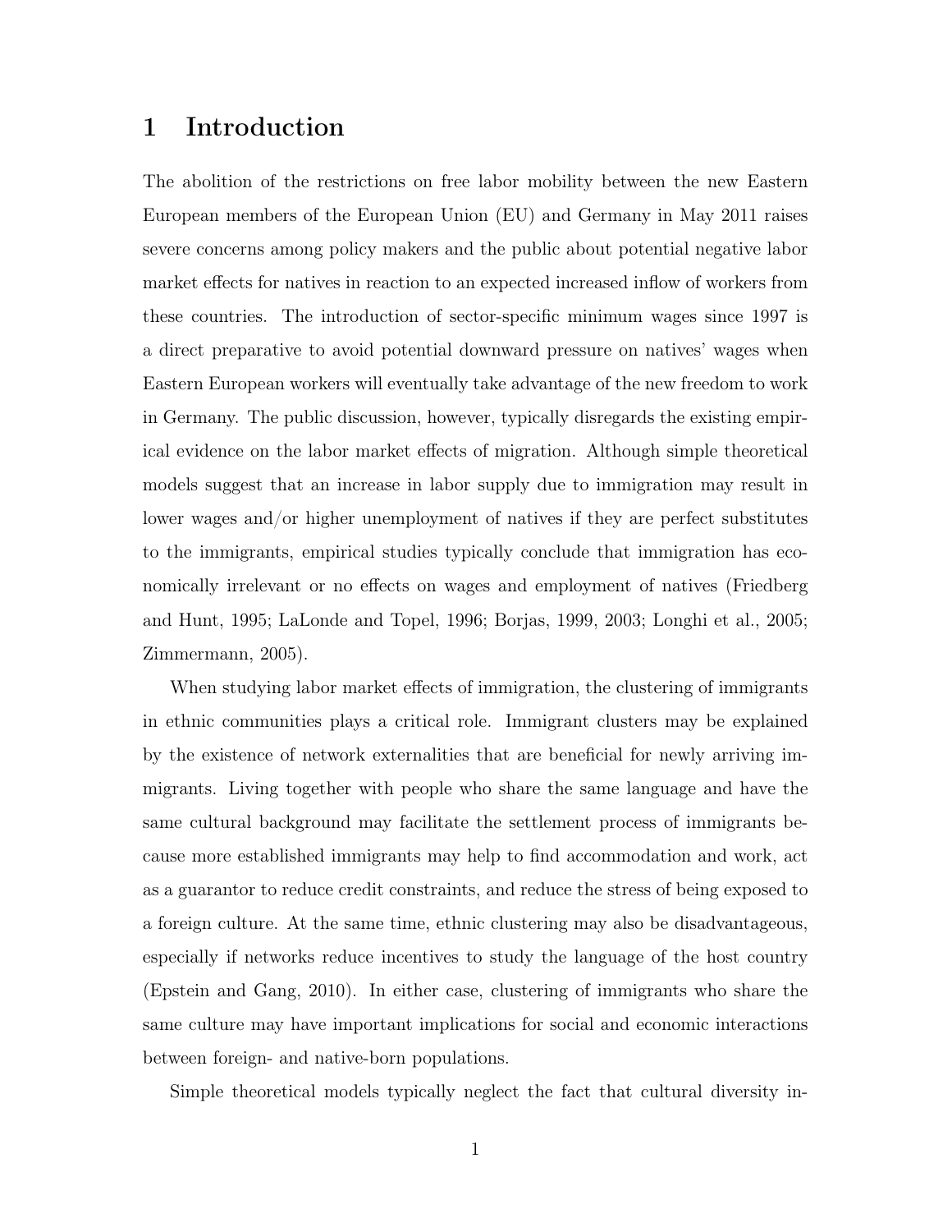# 1 Introduction

The abolition of the restrictions on free labor mobility between the new Eastern European members of the European Union (EU) and Germany in May 2011 raises severe concerns among policy makers and the public about potential negative labor market effects for natives in reaction to an expected increased inflow of workers from these countries. The introduction of sector-specific minimum wages since 1997 is a direct preparative to avoid potential downward pressure on natives' wages when Eastern European workers will eventually take advantage of the new freedom to work in Germany. The public discussion, however, typically disregards the existing empirical evidence on the labor market effects of migration. Although simple theoretical models suggest that an increase in labor supply due to immigration may result in lower wages and/or higher unemployment of natives if they are perfect substitutes to the immigrants, empirical studies typically conclude that immigration has economically irrelevant or no effects on wages and employment of natives (Friedberg and Hunt, 1995; LaLonde and Topel, 1996; Borjas, 1999, 2003; Longhi et al., 2005; Zimmermann, 2005).

When studying labor market effects of immigration, the clustering of immigrants in ethnic communities plays a critical role. Immigrant clusters may be explained by the existence of network externalities that are beneficial for newly arriving immigrants. Living together with people who share the same language and have the same cultural background may facilitate the settlement process of immigrants because more established immigrants may help to find accommodation and work, act as a guarantor to reduce credit constraints, and reduce the stress of being exposed to a foreign culture. At the same time, ethnic clustering may also be disadvantageous, especially if networks reduce incentives to study the language of the host country (Epstein and Gang, 2010). In either case, clustering of immigrants who share the same culture may have important implications for social and economic interactions between foreign- and native-born populations.

Simple theoretical models typically neglect the fact that cultural diversity in-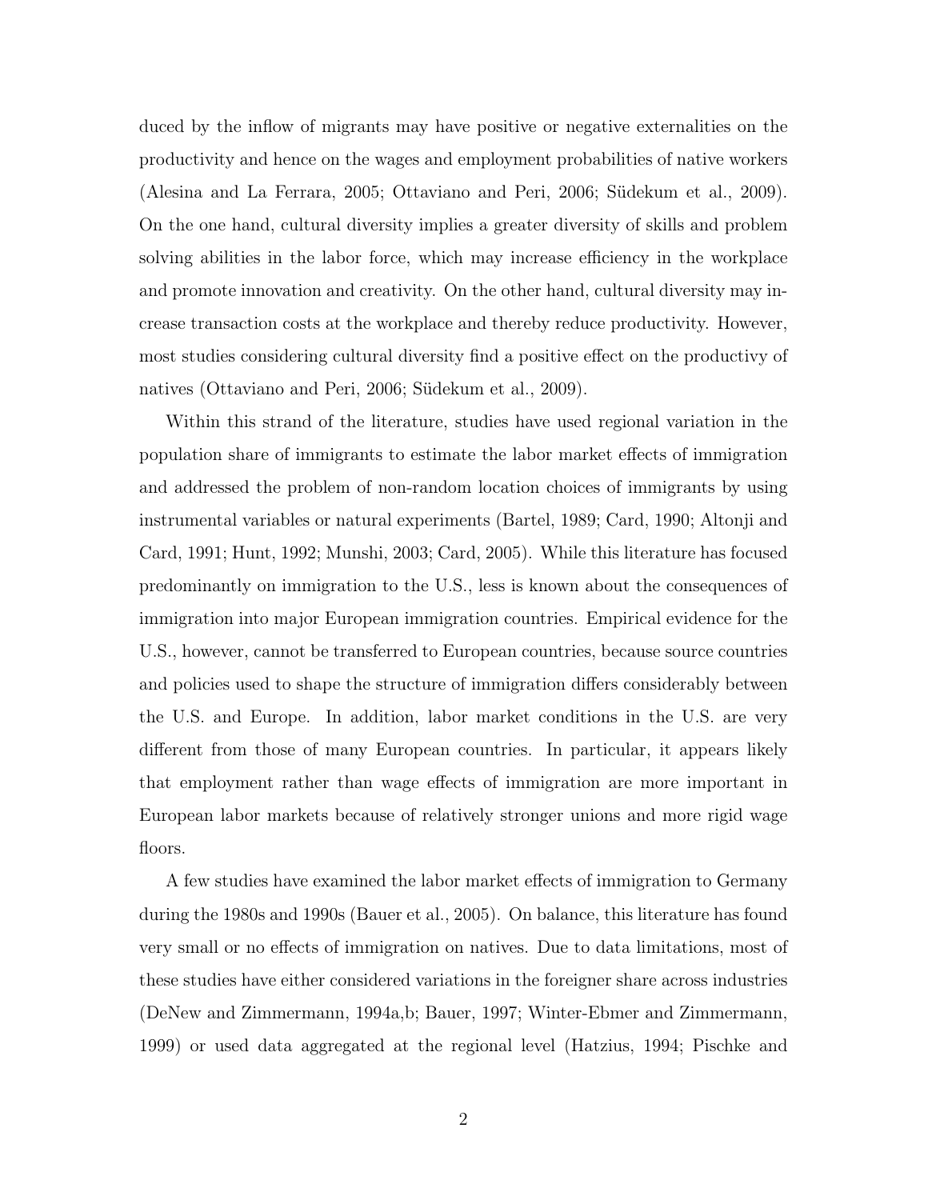duced by the inflow of migrants may have positive or negative externalities on the productivity and hence on the wages and employment probabilities of native workers (Alesina and La Ferrara, 2005; Ottaviano and Peri, 2006; Südekum et al., 2009). On the one hand, cultural diversity implies a greater diversity of skills and problem solving abilities in the labor force, which may increase efficiency in the workplace and promote innovation and creativity. On the other hand, cultural diversity may increase transaction costs at the workplace and thereby reduce productivity. However, most studies considering cultural diversity find a positive effect on the productivy of natives (Ottaviano and Peri, 2006; Südekum et al., 2009).

Within this strand of the literature, studies have used regional variation in the population share of immigrants to estimate the labor market effects of immigration and addressed the problem of non-random location choices of immigrants by using instrumental variables or natural experiments (Bartel, 1989; Card, 1990; Altonji and Card, 1991; Hunt, 1992; Munshi, 2003; Card, 2005). While this literature has focused predominantly on immigration to the U.S., less is known about the consequences of immigration into major European immigration countries. Empirical evidence for the U.S., however, cannot be transferred to European countries, because source countries and policies used to shape the structure of immigration differs considerably between the U.S. and Europe. In addition, labor market conditions in the U.S. are very different from those of many European countries. In particular, it appears likely that employment rather than wage effects of immigration are more important in European labor markets because of relatively stronger unions and more rigid wage floors.

A few studies have examined the labor market effects of immigration to Germany during the 1980s and 1990s (Bauer et al., 2005). On balance, this literature has found very small or no effects of immigration on natives. Due to data limitations, most of these studies have either considered variations in the foreigner share across industries (DeNew and Zimmermann, 1994a,b; Bauer, 1997; Winter-Ebmer and Zimmermann, 1999) or used data aggregated at the regional level (Hatzius, 1994; Pischke and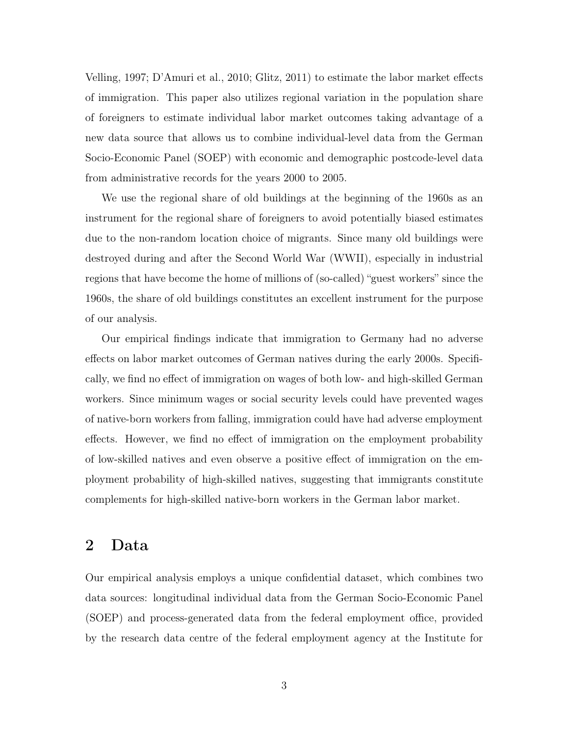Velling, 1997; D'Amuri et al., 2010; Glitz, 2011) to estimate the labor market effects of immigration. This paper also utilizes regional variation in the population share of foreigners to estimate individual labor market outcomes taking advantage of a new data source that allows us to combine individual-level data from the German Socio-Economic Panel (SOEP) with economic and demographic postcode-level data from administrative records for the years 2000 to 2005.

We use the regional share of old buildings at the beginning of the 1960s as an instrument for the regional share of foreigners to avoid potentially biased estimates due to the non-random location choice of migrants. Since many old buildings were destroyed during and after the Second World War (WWII), especially in industrial regions that have become the home of millions of (so-called) "guest workers" since the 1960s, the share of old buildings constitutes an excellent instrument for the purpose of our analysis.

Our empirical findings indicate that immigration to Germany had no adverse effects on labor market outcomes of German natives during the early 2000s. Specifically, we find no effect of immigration on wages of both low- and high-skilled German workers. Since minimum wages or social security levels could have prevented wages of native-born workers from falling, immigration could have had adverse employment effects. However, we find no effect of immigration on the employment probability of low-skilled natives and even observe a positive effect of immigration on the employment probability of high-skilled natives, suggesting that immigrants constitute complements for high-skilled native-born workers in the German labor market.

## 2 Data

Our empirical analysis employs a unique confidential dataset, which combines two data sources: longitudinal individual data from the German Socio-Economic Panel (SOEP) and process-generated data from the federal employment office, provided by the research data centre of the federal employment agency at the Institute for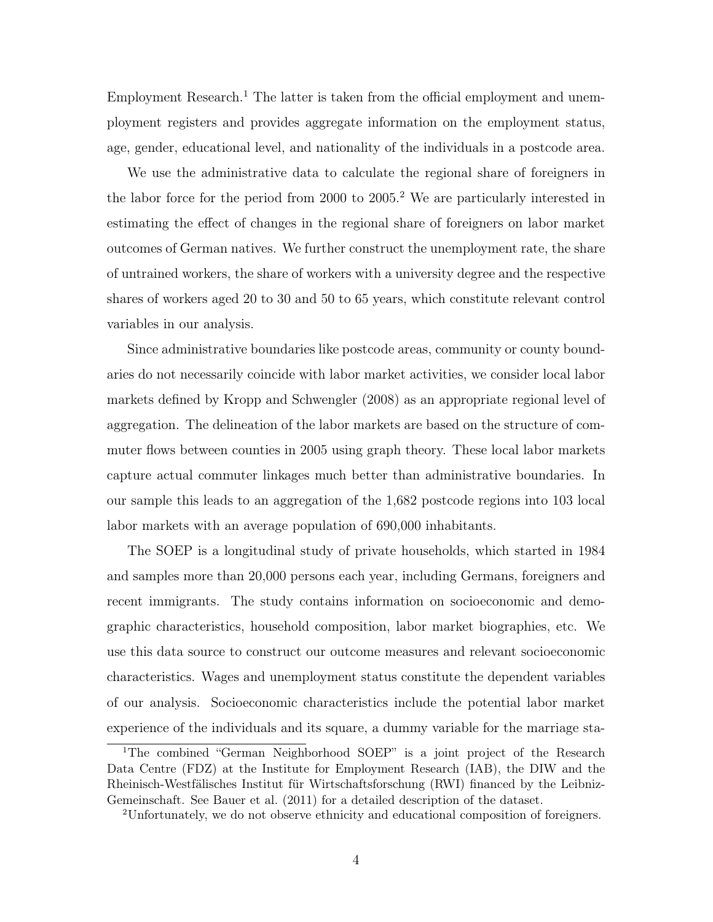Employment Research.[1] The latter is taken from the official employment and unemployment registers and provides aggregate information on the employment status, age, gender, educational level, and nationality of the individuals in a postcode area.

We use the administrative data to calculate the regional share of foreigners in the labor force for the period from 2000 to 2005.[2] We are particularly interested in estimating the effect of changes in the regional share of foreigners on labor market outcomes of German natives. We further construct the unemployment rate, the share of untrained workers, the share of workers with a university degree and the respective shares of workers aged 20 to 30 and 50 to 65 years, which constitute relevant control variables in our analysis.

Since administrative boundaries like postcode areas, community or county boundaries do not necessarily coincide with labor market activities, we consider local labor markets defined by Kropp and Schwengler (2008) as an appropriate regional level of aggregation. The delineation of the labor markets are based on the structure of commuter flows between counties in 2005 using graph theory. These local labor markets capture actual commuter linkages much better than administrative boundaries. In our sample this leads to an aggregation of the 1,682 postcode regions into 103 local labor markets with an average population of 690,000 inhabitants.

The SOEP is a longitudinal study of private households, which started in 1984 and samples more than 20,000 persons each year, including Germans, foreigners and recent immigrants. The study contains information on socioeconomic and demographic characteristics, household composition, labor market biographies, etc. We use this data source to construct our outcome measures and relevant socioeconomic characteristics. Wages and unemployment status constitute the dependent variables of our analysis. Socioeconomic characteristics include the potential labor market experience of the individuals and its square, a dummy variable for the marriage sta-

[1] The combined "German Neighborhood SOEP" is a joint project of the Research Data Centre (FDZ) at the Institute for Employment Research (IAB), the DIW and the Rheinisch-Westfälisches Institut für Wirtschaftsforschung (RWI) financed by the Leibniz-Gemeinschaft. See Bauer et al. (2011) for a detailed description of the dataset.

[2] Unfortunately, we do not observe ethnicity and educational composition of foreigners.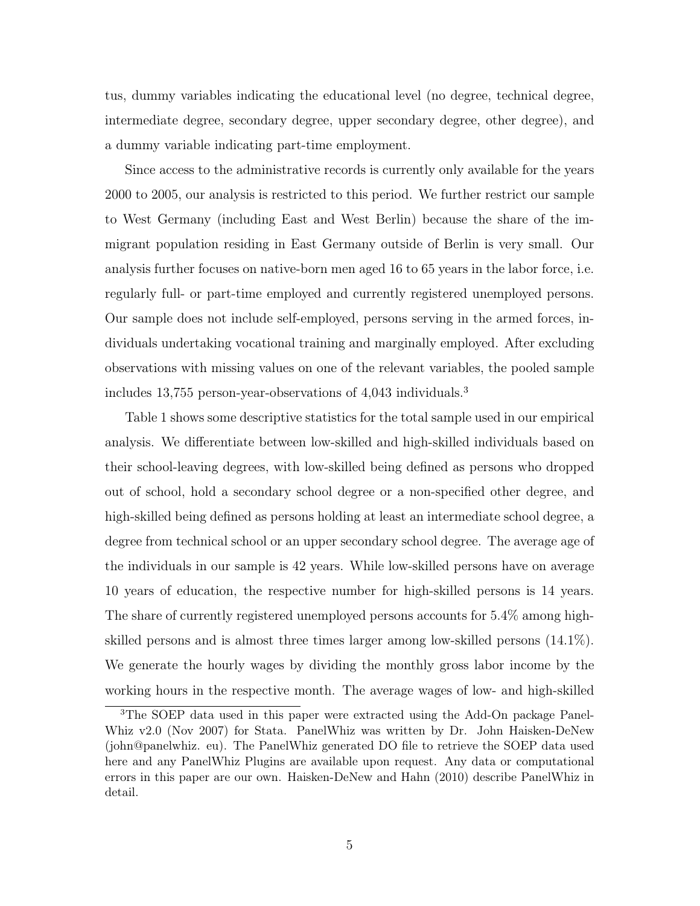tus, dummy variables indicating the educational level (no degree, technical degree, intermediate degree, secondary degree, upper secondary degree, other degree), and a dummy variable indicating part-time employment.

Since access to the administrative records is currently only available for the years 2000 to 2005, our analysis is restricted to this period. We further restrict our sample to West Germany (including East and West Berlin) because the share of the immigrant population residing in East Germany outside of Berlin is very small. Our analysis further focuses on native-born men aged 16 to 65 years in the labor force, i.e. regularly full- or part-time employed and currently registered unemployed persons. Our sample does not include self-employed, persons serving in the armed forces, individuals undertaking vocational training and marginally employed. After excluding observations with missing values on one of the relevant variables, the pooled sample includes 13,755 person-year-observations of 4,043 individuals.[3]

Table 1 shows some descriptive statistics for the total sample used in our empirical analysis. We differentiate between low-skilled and high-skilled individuals based on their school-leaving degrees, with low-skilled being defined as persons who dropped out of school, hold a secondary school degree or a non-specified other degree, and high-skilled being defined as persons holding at least an intermediate school degree, a degree from technical school or an upper secondary school degree. The average age of the individuals in our sample is 42 years. While low-skilled persons have on average 10 years of education, the respective number for high-skilled persons is 14 years. The share of currently registered unemployed persons accounts for 5.4% among high-skilled persons and is almost three times larger among low-skilled persons (14.1%). We generate the hourly wages by dividing the monthly gross labor income by the working hours in the respective month. The average wages of low- and high-skilled

[3]The SOEP data used in this paper were extracted using the Add-On package PanelWhiz v2.0 (Nov 2007) for Stata. PanelWhiz was written by Dr. John Haisken-DeNew (john@panelwhiz. eu). The PanelWhiz generated DO file to retrieve the SOEP data used here and any PanelWhiz Plugins are available upon request. Any data or computational errors in this paper are our own. Haisken-DeNew and Hahn (2010) describe PanelWhiz in detail.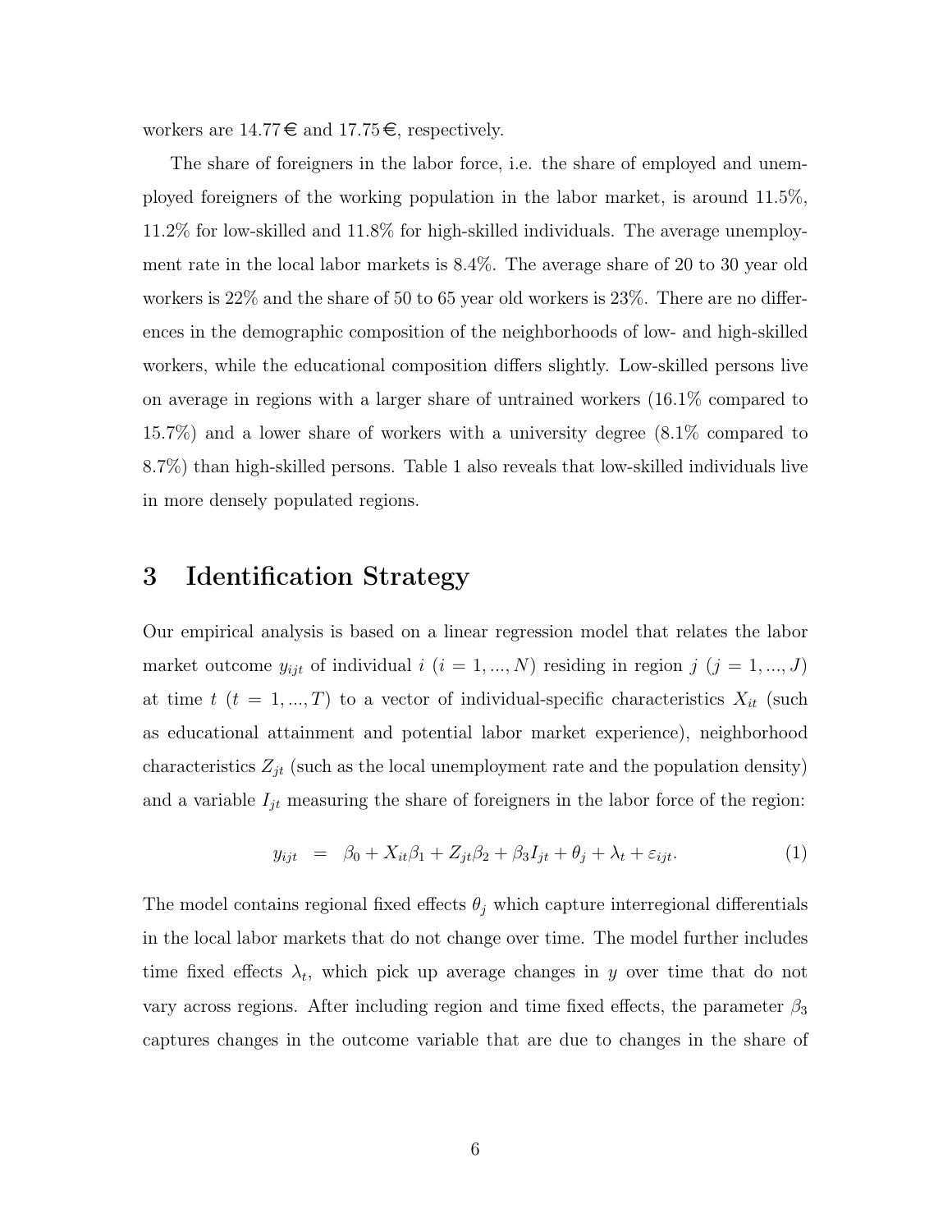workers are 14.77 € and 17.75 €, respectively.

The share of foreigners in the labor force, i.e. the share of employed and unemployed foreigners of the working population in the labor market, is around 11.5%, 11.2% for low-skilled and 11.8% for high-skilled individuals. The average unemployment rate in the local labor markets is 8.4%. The average share of 20 to 30 year old workers is 22% and the share of 50 to 65 year old workers is 23%. There are no differences in the demographic composition of the neighborhoods of low- and high-skilled workers, while the educational composition differs slightly. Low-skilled persons live on average in regions with a larger share of untrained workers (16.1% compared to 15.7%) and a lower share of workers with a university degree (8.1% compared to 8.7%) than high-skilled persons. Table 1 also reveals that low-skilled individuals live in more densely populated regions.

# 3 Identification Strategy

Our empirical analysis is based on a linear regression model that relates the labor market outcome $y_{ijt}$ of individual $i$ ($i = 1, ..., N$) residing in region $j$ ($j = 1, ..., J$) at time $t$ ($t = 1, ..., T$) to a vector of individual-specific characteristics $X_{it}$ (such as educational attainment and potential labor market experience), neighborhood characteristics $Z_{jt}$ (such as the local unemployment rate and the population density) and a variable $I_{jt}$ measuring the share of foreigners in the labor force of the region:

$$y_{ijt} = \beta_0 + X_{it}\beta_1 + Z_{jt}\beta_2 + \beta_3 I_{jt} + \theta_j + \lambda_t + \varepsilon_{ijt}. \tag{1}$$

The model contains regional fixed effects $\theta_j$ which capture interregional differentials in the local labor markets that do not change over time. The model further includes time fixed effects $\lambda_t$, which pick up average changes in $y$ over time that do not vary across regions. After including region and time fixed effects, the parameter $\beta_3$ captures changes in the outcome variable that are due to changes in the share of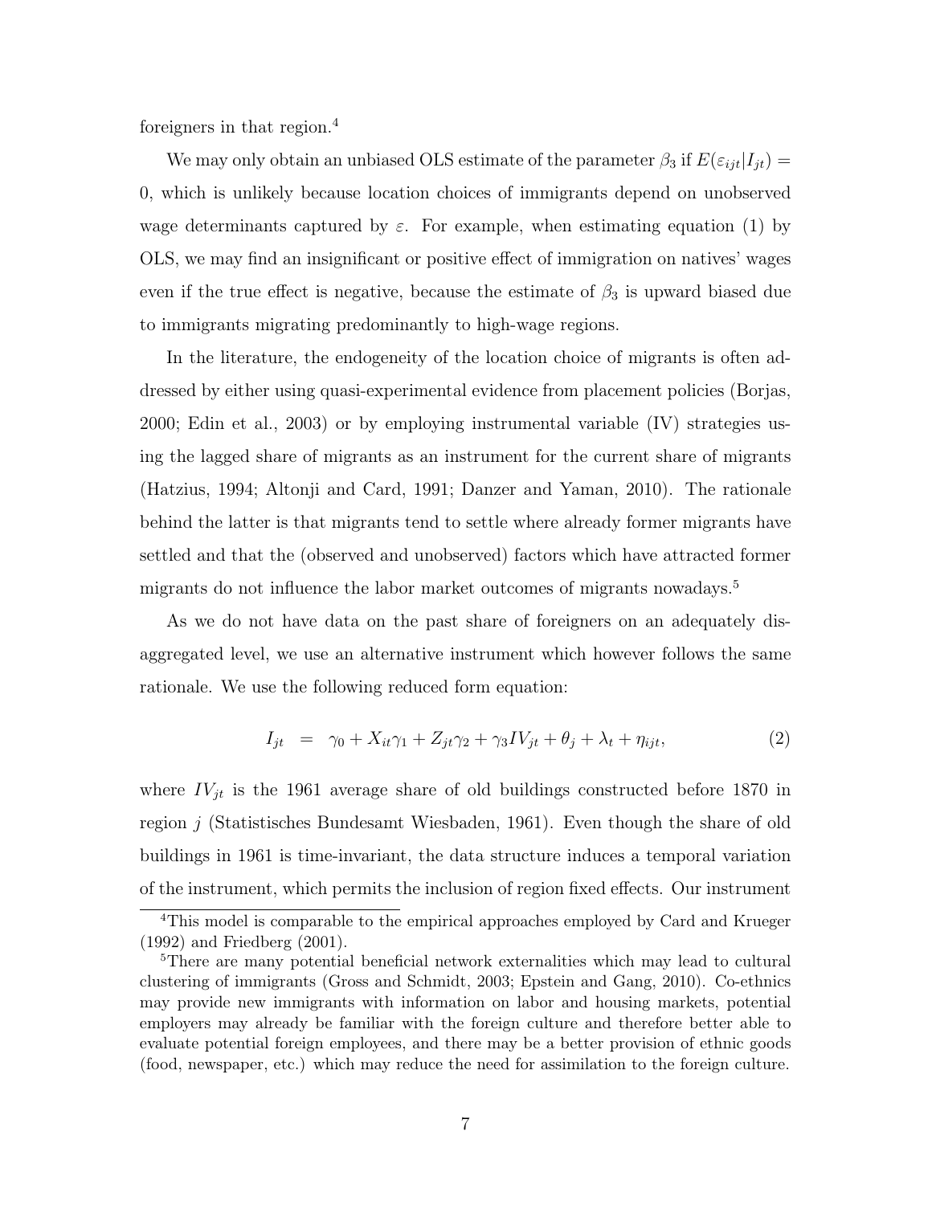foreigners in that region.[4]

We may only obtain an unbiased OLS estimate of the parameter $\beta_3$ if $E(\varepsilon_{ijt}|I_{jt}) = 0$, which is unlikely because location choices of immigrants depend on unobserved wage determinants captured by $\varepsilon$. For example, when estimating equation (1) by OLS, we may find an insignificant or positive effect of immigration on natives' wages even if the true effect is negative, because the estimate of $\beta_3$ is upward biased due to immigrants migrating predominantly to high-wage regions.

In the literature, the endogeneity of the location choice of migrants is often addressed by either using quasi-experimental evidence from placement policies (Borjas, 2000; Edin et al., 2003) or by employing instrumental variable (IV) strategies using the lagged share of migrants as an instrument for the current share of migrants (Hatzius, 1994; Altonji and Card, 1991; Danzer and Yaman, 2010). The rationale behind the latter is that migrants tend to settle where already former migrants have settled and that the (observed and unobserved) factors which have attracted former migrants do not influence the labor market outcomes of migrants nowadays.[5]

As we do not have data on the past share of foreigners on an adequately disaggregated level, we use an alternative instrument which however follows the same rationale. We use the following reduced form equation:

$$I_{jt} \;=\; \gamma_0 + X_{it}\gamma_1 + Z_{jt}\gamma_2 + \gamma_3 IV_{jt} + \theta_j + \lambda_t + \eta_{ijt}, \tag{2}$$

where $IV_{jt}$ is the 1961 average share of old buildings constructed before 1870 in region $j$ (Statistisches Bundesamt Wiesbaden, 1961). Even though the share of old buildings in 1961 is time-invariant, the data structure induces a temporal variation of the instrument, which permits the inclusion of region fixed effects. Our instrument

[4]This model is comparable to the empirical approaches employed by Card and Krueger (1992) and Friedberg (2001).

[5]There are many potential beneficial network externalities which may lead to cultural clustering of immigrants (Gross and Schmidt, 2003; Epstein and Gang, 2010). Co-ethnics may provide new immigrants with information on labor and housing markets, potential employers may already be familiar with the foreign culture and therefore better able to evaluate potential foreign employees, and there may be a better provision of ethnic goods (food, newspaper, etc.) which may reduce the need for assimilation to the foreign culture.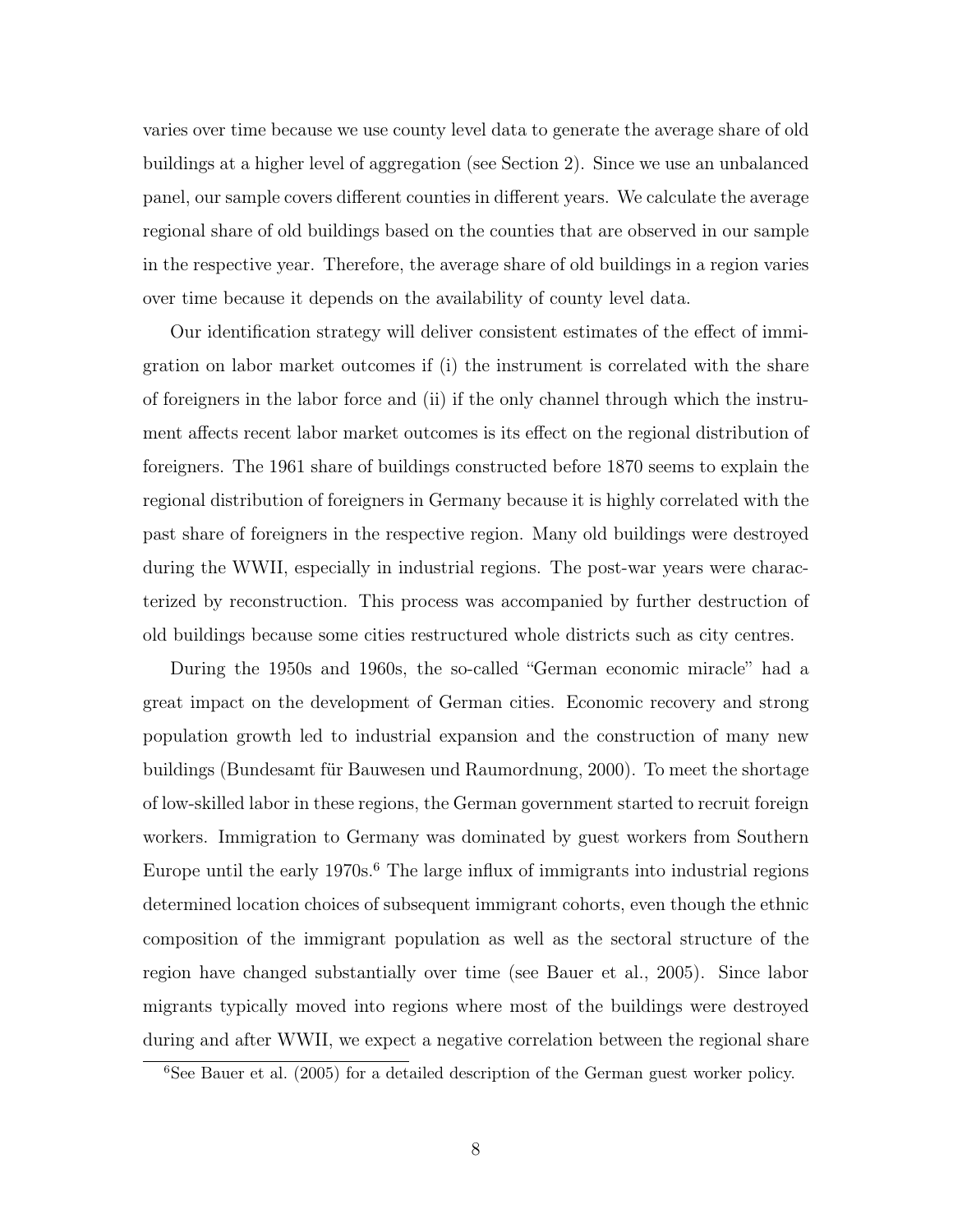varies over time because we use county level data to generate the average share of old buildings at a higher level of aggregation (see Section 2). Since we use an unbalanced panel, our sample covers different counties in different years. We calculate the average regional share of old buildings based on the counties that are observed in our sample in the respective year. Therefore, the average share of old buildings in a region varies over time because it depends on the availability of county level data.

Our identification strategy will deliver consistent estimates of the effect of immigration on labor market outcomes if (i) the instrument is correlated with the share of foreigners in the labor force and (ii) if the only channel through which the instrument affects recent labor market outcomes is its effect on the regional distribution of foreigners. The 1961 share of buildings constructed before 1870 seems to explain the regional distribution of foreigners in Germany because it is highly correlated with the past share of foreigners in the respective region. Many old buildings were destroyed during the WWII, especially in industrial regions. The post-war years were characterized by reconstruction. This process was accompanied by further destruction of old buildings because some cities restructured whole districts such as city centres.

During the 1950s and 1960s, the so-called "German economic miracle" had a great impact on the development of German cities. Economic recovery and strong population growth led to industrial expansion and the construction of many new buildings (Bundesamt für Bauwesen und Raumordnung, 2000). To meet the shortage of low-skilled labor in these regions, the German government started to recruit foreign workers. Immigration to Germany was dominated by guest workers from Southern Europe until the early 1970s.[6] The large influx of immigrants into industrial regions determined location choices of subsequent immigrant cohorts, even though the ethnic composition of the immigrant population as well as the sectoral structure of the region have changed substantially over time (see Bauer et al., 2005). Since labor migrants typically moved into regions where most of the buildings were destroyed during and after WWII, we expect a negative correlation between the regional share

[6] See Bauer et al. (2005) for a detailed description of the German guest worker policy.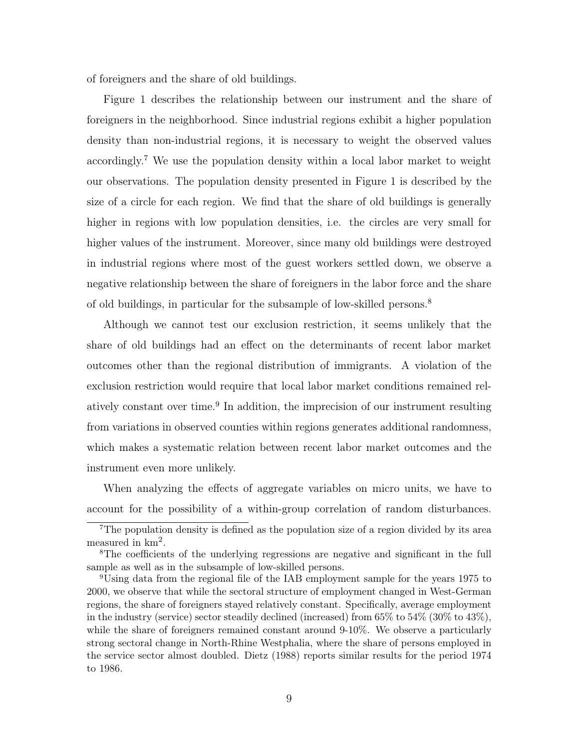of foreigners and the share of old buildings.

Figure 1 describes the relationship between our instrument and the share of foreigners in the neighborhood. Since industrial regions exhibit a higher population density than non-industrial regions, it is necessary to weight the observed values accordingly.[7] We use the population density within a local labor market to weight our observations. The population density presented in Figure 1 is described by the size of a circle for each region. We find that the share of old buildings is generally higher in regions with low population densities, i.e. the circles are very small for higher values of the instrument. Moreover, since many old buildings were destroyed in industrial regions where most of the guest workers settled down, we observe a negative relationship between the share of foreigners in the labor force and the share of old buildings, in particular for the subsample of low-skilled persons.[8]

Although we cannot test our exclusion restriction, it seems unlikely that the share of old buildings had an effect on the determinants of recent labor market outcomes other than the regional distribution of immigrants. A violation of the exclusion restriction would require that local labor market conditions remained relatively constant over time.[9] In addition, the imprecision of our instrument resulting from variations in observed counties within regions generates additional randomness, which makes a systematic relation between recent labor market outcomes and the instrument even more unlikely.

When analyzing the effects of aggregate variables on micro units, we have to account for the possibility of a within-group correlation of random disturbances.

[7] The population density is defined as the population size of a region divided by its area measured in $km^2$.

[8] The coefficients of the underlying regressions are negative and significant in the full sample as well as in the subsample of low-skilled persons.

[9] Using data from the regional file of the IAB employment sample for the years 1975 to 2000, we observe that while the sectoral structure of employment changed in West-German regions, the share of foreigners stayed relatively constant. Specifically, average employment in the industry (service) sector steadily declined (increased) from 65% to 54% (30% to 43%), while the share of foreigners remained constant around 9-10%. We observe a particularly strong sectoral change in North-Rhine Westphalia, where the share of persons employed in the service sector almost doubled. Dietz (1988) reports similar results for the period 1974 to 1986.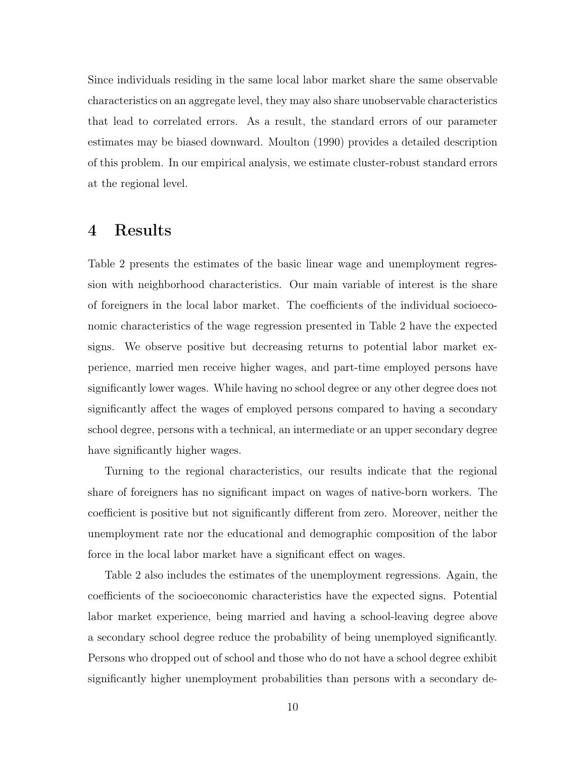Since individuals residing in the same local labor market share the same observable characteristics on an aggregate level, they may also share unobservable characteristics that lead to correlated errors. As a result, the standard errors of our parameter estimates may be biased downward. Moulton (1990) provides a detailed description of this problem. In our empirical analysis, we estimate cluster-robust standard errors at the regional level.

# 4 Results

Table 2 presents the estimates of the basic linear wage and unemployment regression with neighborhood characteristics. Our main variable of interest is the share of foreigners in the local labor market. The coefficients of the individual socioeconomic characteristics of the wage regression presented in Table 2 have the expected signs. We observe positive but decreasing returns to potential labor market experience, married men receive higher wages, and part-time employed persons have significantly lower wages. While having no school degree or any other degree does not significantly affect the wages of employed persons compared to having a secondary school degree, persons with a technical, an intermediate or an upper secondary degree have significantly higher wages.

Turning to the regional characteristics, our results indicate that the regional share of foreigners has no significant impact on wages of native-born workers. The coefficient is positive but not significantly different from zero. Moreover, neither the unemployment rate nor the educational and demographic composition of the labor force in the local labor market have a significant effect on wages.

Table 2 also includes the estimates of the unemployment regressions. Again, the coefficients of the socioeconomic characteristics have the expected signs. Potential labor market experience, being married and having a school-leaving degree above a secondary school degree reduce the probability of being unemployed significantly. Persons who dropped out of school and those who do not have a school degree exhibit significantly higher unemployment probabilities than persons with a secondary de-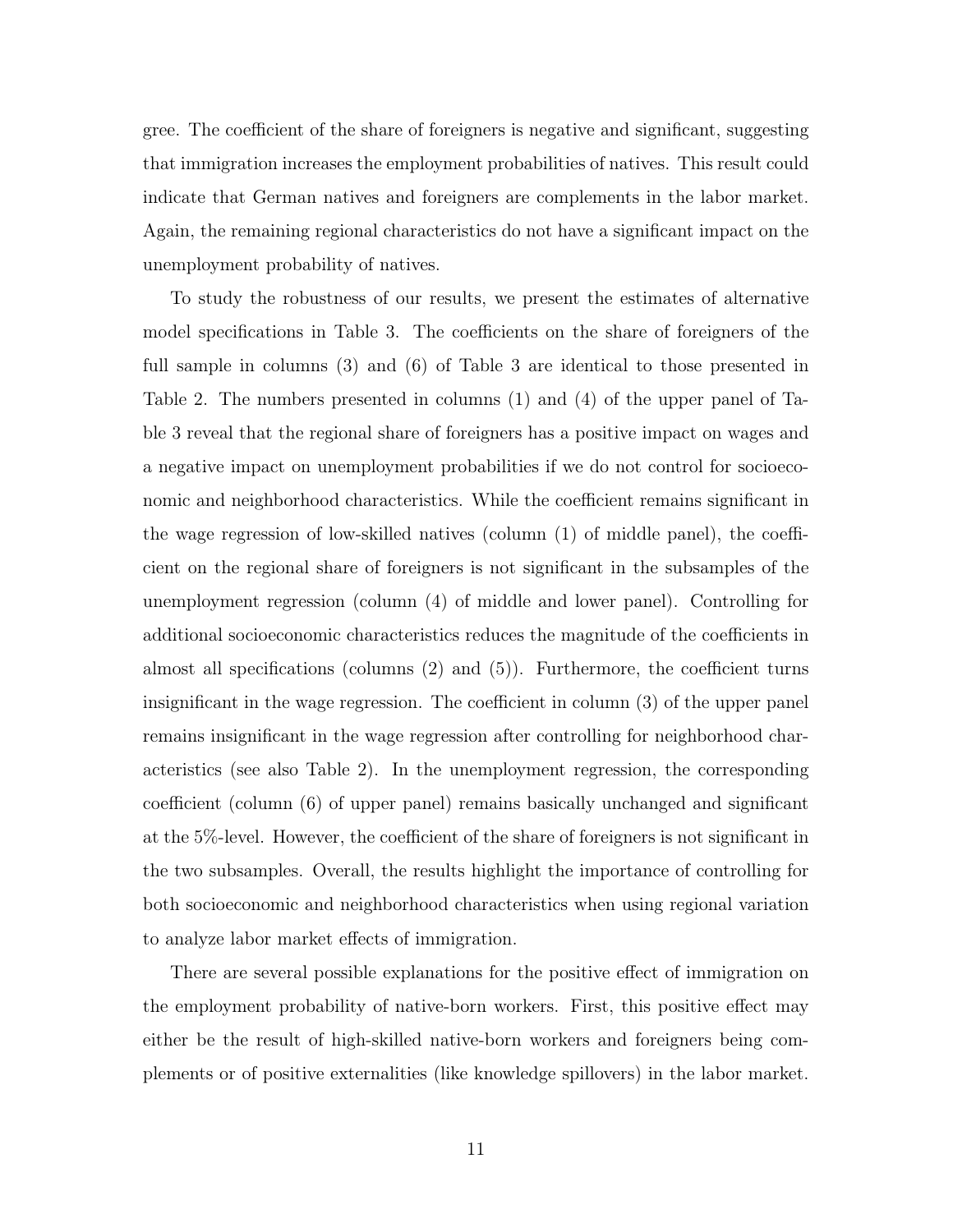gree. The coefficient of the share of foreigners is negative and significant, suggesting that immigration increases the employment probabilities of natives. This result could indicate that German natives and foreigners are complements in the labor market. Again, the remaining regional characteristics do not have a significant impact on the unemployment probability of natives.

To study the robustness of our results, we present the estimates of alternative model specifications in Table 3. The coefficients on the share of foreigners of the full sample in columns (3) and (6) of Table 3 are identical to those presented in Table 2. The numbers presented in columns (1) and (4) of the upper panel of Table 3 reveal that the regional share of foreigners has a positive impact on wages and a negative impact on unemployment probabilities if we do not control for socioeconomic and neighborhood characteristics. While the coefficient remains significant in the wage regression of low-skilled natives (column (1) of middle panel), the coefficient on the regional share of foreigners is not significant in the subsamples of the unemployment regression (column (4) of middle and lower panel). Controlling for additional socioeconomic characteristics reduces the magnitude of the coefficients in almost all specifications (columns (2) and (5)). Furthermore, the coefficient turns insignificant in the wage regression. The coefficient in column (3) of the upper panel remains insignificant in the wage regression after controlling for neighborhood characteristics (see also Table 2). In the unemployment regression, the corresponding coefficient (column (6) of upper panel) remains basically unchanged and significant at the 5%-level. However, the coefficient of the share of foreigners is not significant in the two subsamples. Overall, the results highlight the importance of controlling for both socioeconomic and neighborhood characteristics when using regional variation to analyze labor market effects of immigration.

There are several possible explanations for the positive effect of immigration on the employment probability of native-born workers. First, this positive effect may either be the result of high-skilled native-born workers and foreigners being complements or of positive externalities (like knowledge spillovers) in the labor market.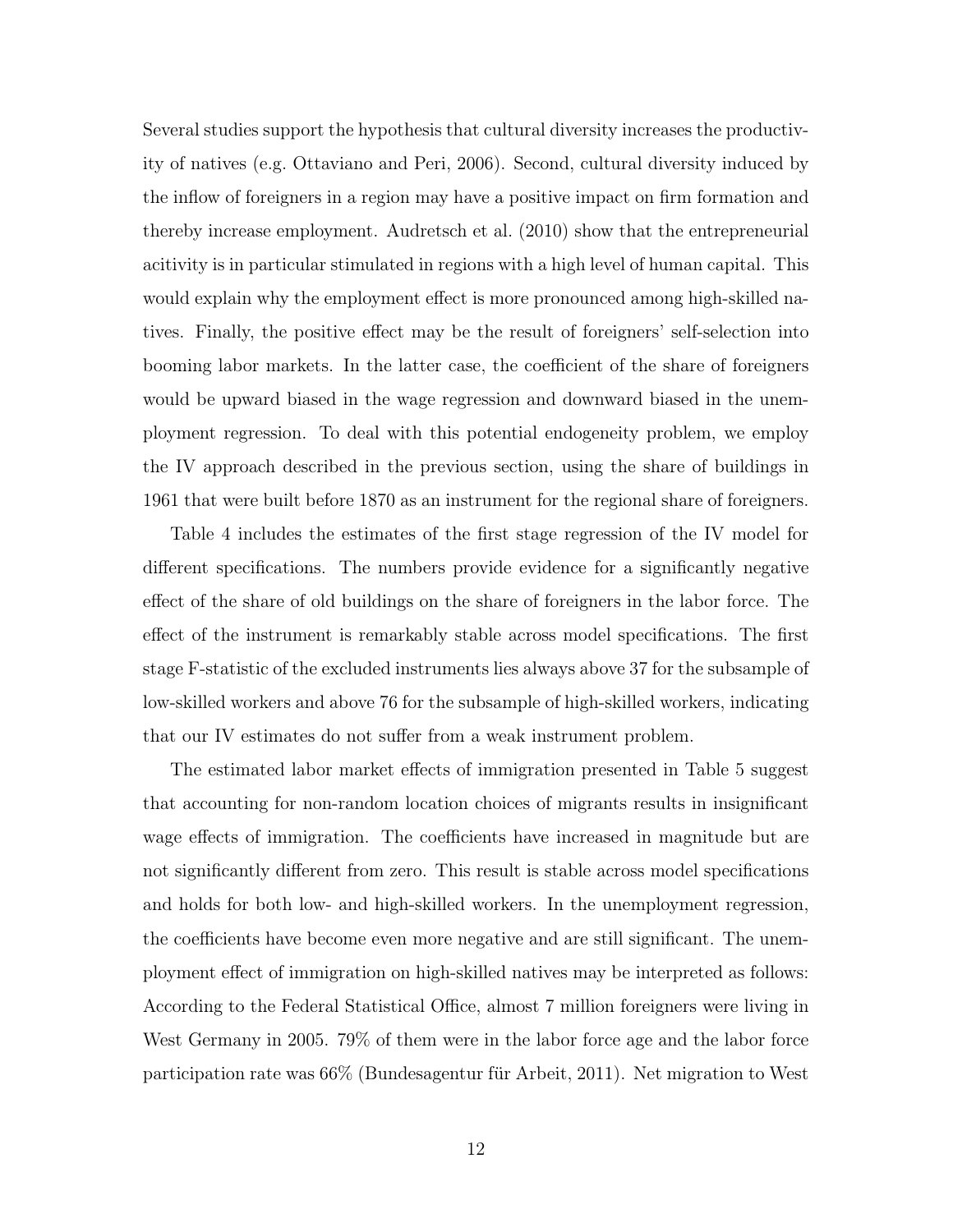Several studies support the hypothesis that cultural diversity increases the productivity of natives (e.g. Ottaviano and Peri, 2006). Second, cultural diversity induced by the inflow of foreigners in a region may have a positive impact on firm formation and thereby increase employment. Audretsch et al. (2010) show that the entrepreneurial acitivity is in particular stimulated in regions with a high level of human capital. This would explain why the employment effect is more pronounced among high-skilled natives. Finally, the positive effect may be the result of foreigners' self-selection into booming labor markets. In the latter case, the coefficient of the share of foreigners would be upward biased in the wage regression and downward biased in the unemployment regression. To deal with this potential endogeneity problem, we employ the IV approach described in the previous section, using the share of buildings in 1961 that were built before 1870 as an instrument for the regional share of foreigners.

Table 4 includes the estimates of the first stage regression of the IV model for different specifications. The numbers provide evidence for a significantly negative effect of the share of old buildings on the share of foreigners in the labor force. The effect of the instrument is remarkably stable across model specifications. The first stage F-statistic of the excluded instruments lies always above 37 for the subsample of low-skilled workers and above 76 for the subsample of high-skilled workers, indicating that our IV estimates do not suffer from a weak instrument problem.

The estimated labor market effects of immigration presented in Table 5 suggest that accounting for non-random location choices of migrants results in insignificant wage effects of immigration. The coefficients have increased in magnitude but are not significantly different from zero. This result is stable across model specifications and holds for both low- and high-skilled workers. In the unemployment regression, the coefficients have become even more negative and are still significant. The unemployment effect of immigration on high-skilled natives may be interpreted as follows: According to the Federal Statistical Office, almost 7 million foreigners were living in West Germany in 2005. 79% of them were in the labor force age and the labor force participation rate was 66% (Bundesagentur für Arbeit, 2011). Net migration to West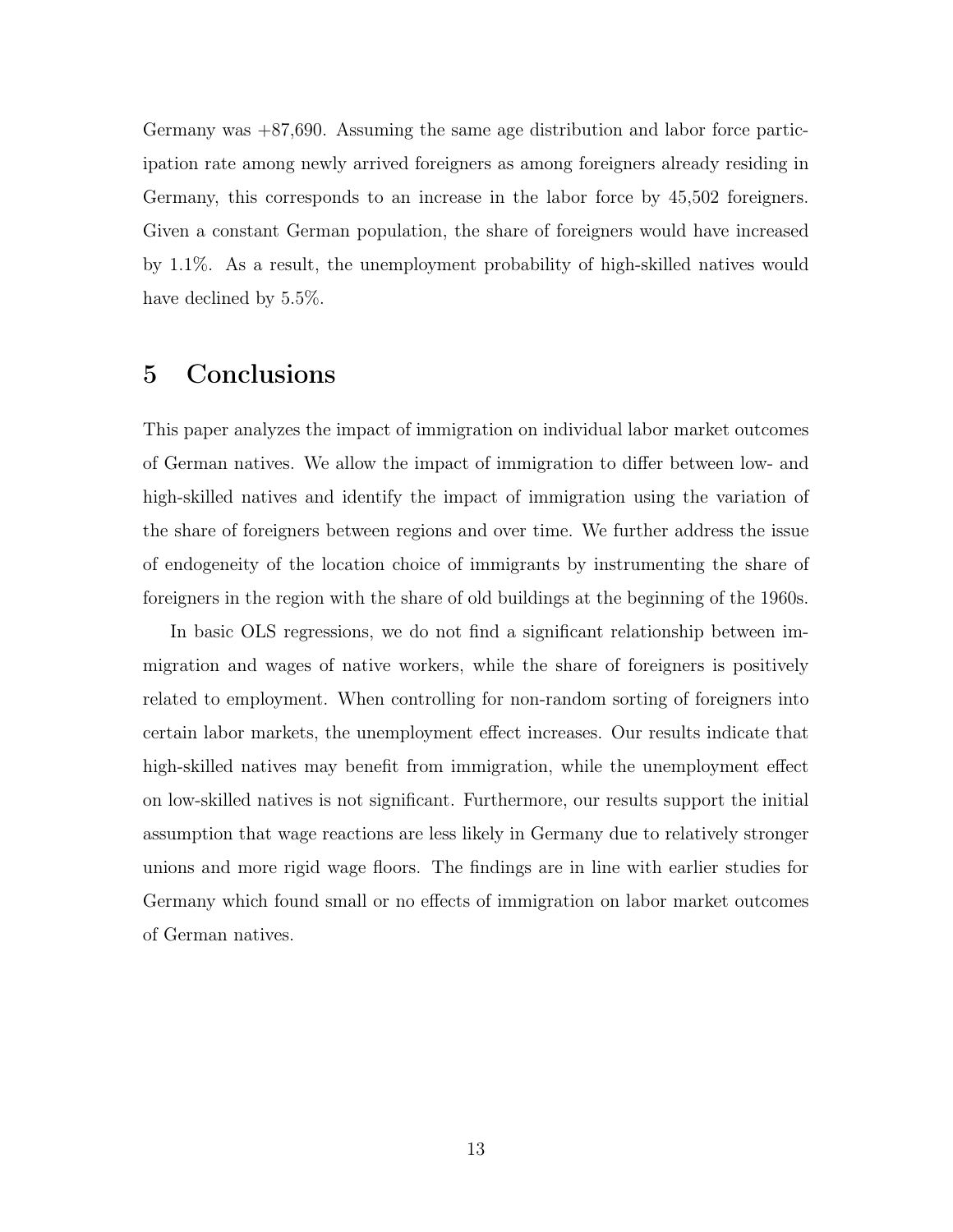Germany was +87,690. Assuming the same age distribution and labor force participation rate among newly arrived foreigners as among foreigners already residing in Germany, this corresponds to an increase in the labor force by 45,502 foreigners. Given a constant German population, the share of foreigners would have increased by 1.1%. As a result, the unemployment probability of high-skilled natives would have declined by 5.5%.

# 5 Conclusions

This paper analyzes the impact of immigration on individual labor market outcomes of German natives. We allow the impact of immigration to differ between low- and high-skilled natives and identify the impact of immigration using the variation of the share of foreigners between regions and over time. We further address the issue of endogeneity of the location choice of immigrants by instrumenting the share of foreigners in the region with the share of old buildings at the beginning of the 1960s.

In basic OLS regressions, we do not find a significant relationship between immigration and wages of native workers, while the share of foreigners is positively related to employment. When controlling for non-random sorting of foreigners into certain labor markets, the unemployment effect increases. Our results indicate that high-skilled natives may benefit from immigration, while the unemployment effect on low-skilled natives is not significant. Furthermore, our results support the initial assumption that wage reactions are less likely in Germany due to relatively stronger unions and more rigid wage floors. The findings are in line with earlier studies for Germany which found small or no effects of immigration on labor market outcomes of German natives.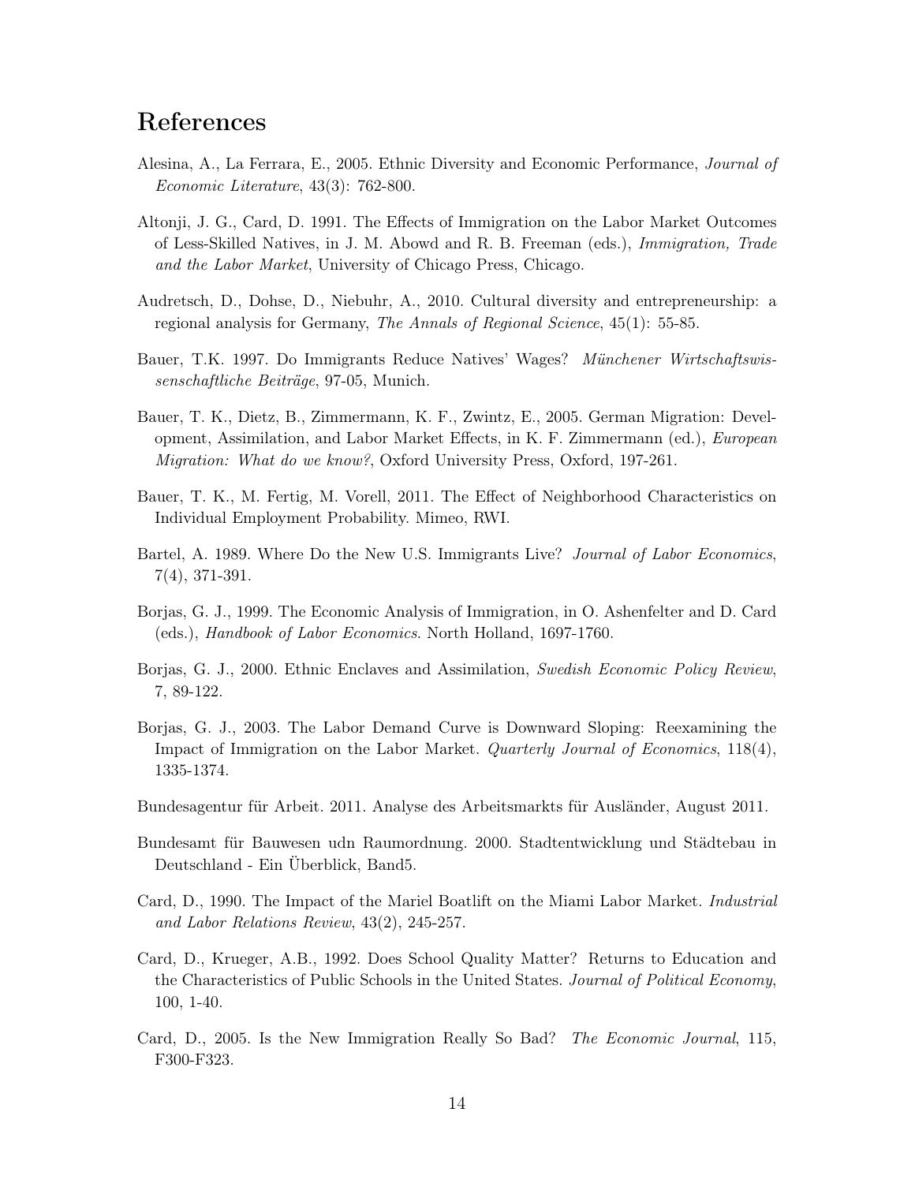# References

Alesina, A., La Ferrara, E., 2005. Ethnic Diversity and Economic Performance, *Journal of Economic Literature*, 43(3): 762-800.

Altonji, J. G., Card, D. 1991. The Effects of Immigration on the Labor Market Outcomes of Less-Skilled Natives, in J. M. Abowd and R. B. Freeman (eds.), *Immigration, Trade and the Labor Market*, University of Chicago Press, Chicago.

Audretsch, D., Dohse, D., Niebuhr, A., 2010. Cultural diversity and entrepreneurship: a regional analysis for Germany, *The Annals of Regional Science*, 45(1): 55-85.

Bauer, T.K. 1997. Do Immigrants Reduce Natives' Wages? *Münchener Wirtschaftswissenschaftliche Beiträge*, 97-05, Munich.

Bauer, T. K., Dietz, B., Zimmermann, K. F., Zwintz, E., 2005. German Migration: Development, Assimilation, and Labor Market Effects, in K. F. Zimmermann (ed.), *European Migration: What do we know?*, Oxford University Press, Oxford, 197-261.

Bauer, T. K., M. Fertig, M. Vorell, 2011. The Effect of Neighborhood Characteristics on Individual Employment Probability. Mimeo, RWI.

Bartel, A. 1989. Where Do the New U.S. Immigrants Live? *Journal of Labor Economics*, 7(4), 371-391.

Borjas, G. J., 1999. The Economic Analysis of Immigration, in O. Ashenfelter and D. Card (eds.), *Handbook of Labor Economics.* North Holland, 1697-1760.

Borjas, G. J., 2000. Ethnic Enclaves and Assimilation, *Swedish Economic Policy Review*, 7, 89-122.

Borjas, G. J., 2003. The Labor Demand Curve is Downward Sloping: Reexamining the Impact of Immigration on the Labor Market. *Quarterly Journal of Economics*, 118(4), 1335-1374.

Bundesagentur für Arbeit. 2011. Analyse des Arbeitsmarkts für Ausländer, August 2011.

Bundesamt für Bauwesen udn Raumordnung. 2000. Stadtentwicklung und Städtebau in Deutschland - Ein Überblick, Band5.

Card, D., 1990. The Impact of the Mariel Boatlift on the Miami Labor Market. *Industrial and Labor Relations Review*, 43(2), 245-257.

Card, D., Krueger, A.B., 1992. Does School Quality Matter? Returns to Education and the Characteristics of Public Schools in the United States. *Journal of Political Economy*, 100, 1-40.

Card, D., 2005. Is the New Immigration Really So Bad? *The Economic Journal*, 115, F300-F323.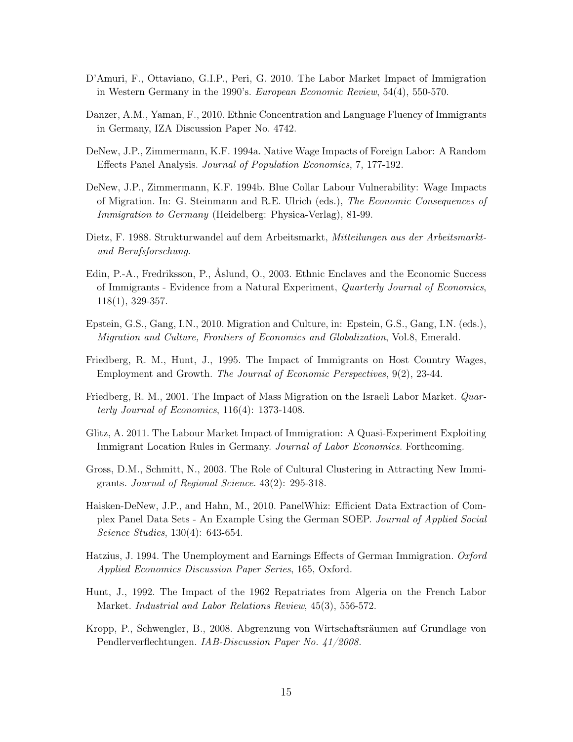D'Amuri, F., Ottaviano, G.I.P., Peri, G. 2010. The Labor Market Impact of Immigration in Western Germany in the 1990's. *European Economic Review*, 54(4), 550-570.

Danzer, A.M., Yaman, F., 2010. Ethnic Concentration and Language Fluency of Immigrants in Germany, IZA Discussion Paper No. 4742.

DeNew, J.P., Zimmermann, K.F. 1994a. Native Wage Impacts of Foreign Labor: A Random Effects Panel Analysis. *Journal of Population Economics*, 7, 177-192.

DeNew, J.P., Zimmermann, K.F. 1994b. Blue Collar Labour Vulnerability: Wage Impacts of Migration. In: G. Steinmann and R.E. Ulrich (eds.), *The Economic Consequences of Immigration to Germany* (Heidelberg: Physica-Verlag), 81-99.

Dietz, F. 1988. Strukturwandel auf dem Arbeitsmarkt, *Mitteilungen aus der Arbeitsmarkt- und Berufsforschung*.

Edin, P.-A., Fredriksson, P., Åslund, O., 2003. Ethnic Enclaves and the Economic Success of Immigrants - Evidence from a Natural Experiment, *Quarterly Journal of Economics*, 118(1), 329-357.

Epstein, G.S., Gang, I.N., 2010. Migration and Culture, in: Epstein, G.S., Gang, I.N. (eds.), *Migration and Culture, Frontiers of Economics and Globalization*, Vol.8, Emerald.

Friedberg, R. M., Hunt, J., 1995. The Impact of Immigrants on Host Country Wages, Employment and Growth. *The Journal of Economic Perspectives*, 9(2), 23-44.

Friedberg, R. M., 2001. The Impact of Mass Migration on the Israeli Labor Market. *Quarterly Journal of Economics*, 116(4): 1373-1408.

Glitz, A. 2011. The Labour Market Impact of Immigration: A Quasi-Experiment Exploiting Immigrant Location Rules in Germany. *Journal of Labor Economics*. Forthcoming.

Gross, D.M., Schmitt, N., 2003. The Role of Cultural Clustering in Attracting New Immigrants. *Journal of Regional Science*. 43(2): 295-318.

Haisken-DeNew, J.P., and Hahn, M., 2010. PanelWhiz: Efficient Data Extraction of Complex Panel Data Sets - An Example Using the German SOEP. *Journal of Applied Social Science Studies*, 130(4): 643-654.

Hatzius, J. 1994. The Unemployment and Earnings Effects of German Immigration. *Oxford Applied Economics Discussion Paper Series*, 165, Oxford.

Hunt, J., 1992. The Impact of the 1962 Repatriates from Algeria on the French Labor Market. *Industrial and Labor Relations Review*, 45(3), 556-572.

Kropp, P., Schwengler, B., 2008. Abgrenzung von Wirtschaftsräumen auf Grundlage von Pendlerverflechtungen. *IAB-Discussion Paper No. 41/2008.*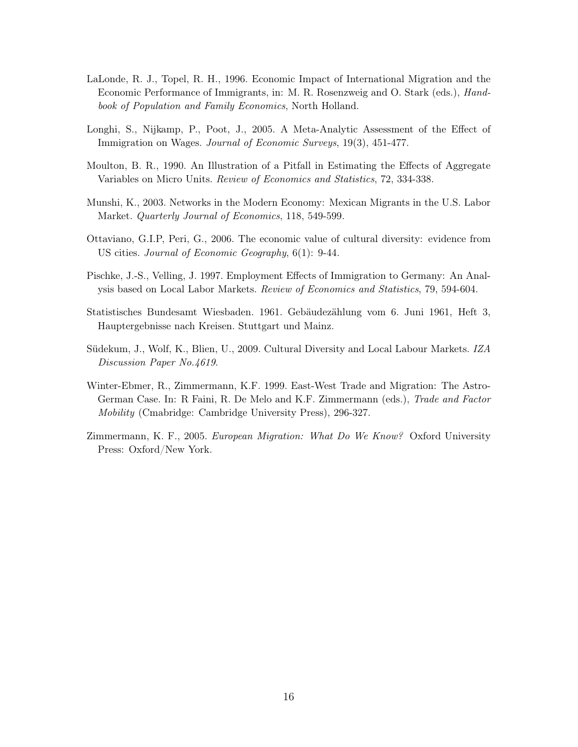LaLonde, R. J., Topel, R. H., 1996. Economic Impact of International Migration and the Economic Performance of Immigrants, in: M. R. Rosenzweig and O. Stark (eds.), *Handbook of Population and Family Economics*, North Holland.

Longhi, S., Nijkamp, P., Poot, J., 2005. A Meta-Analytic Assessment of the Effect of Immigration on Wages. *Journal of Economic Surveys*, 19(3), 451-477.

Moulton, B. R., 1990. An Illustration of a Pitfall in Estimating the Effects of Aggregate Variables on Micro Units. *Review of Economics and Statistics*, 72, 334-338.

Munshi, K., 2003. Networks in the Modern Economy: Mexican Migrants in the U.S. Labor Market. *Quarterly Journal of Economics*, 118, 549-599.

Ottaviano, G.I.P, Peri, G., 2006. The economic value of cultural diversity: evidence from US cities. *Journal of Economic Geography*, 6(1): 9-44.

Pischke, J.-S., Velling, J. 1997. Employment Effects of Immigration to Germany: An Analysis based on Local Labor Markets. *Review of Economics and Statistics*, 79, 594-604.

Statistisches Bundesamt Wiesbaden. 1961. Gebäudezählung vom 6. Juni 1961, Heft 3, Hauptergebnisse nach Kreisen. Stuttgart und Mainz.

Südekum, J., Wolf, K., Blien, U., 2009. Cultural Diversity and Local Labour Markets. *IZA Discussion Paper No.4619*.

Winter-Ebmer, R., Zimmermann, K.F. 1999. East-West Trade and Migration: The Astro-German Case. In: R Faini, R. De Melo and K.F. Zimmermann (eds.), *Trade and Factor Mobility* (Cmabridge: Cambridge University Press), 296-327.

Zimmermann, K. F., 2005. *European Migration: What Do We Know?* Oxford University Press: Oxford/New York.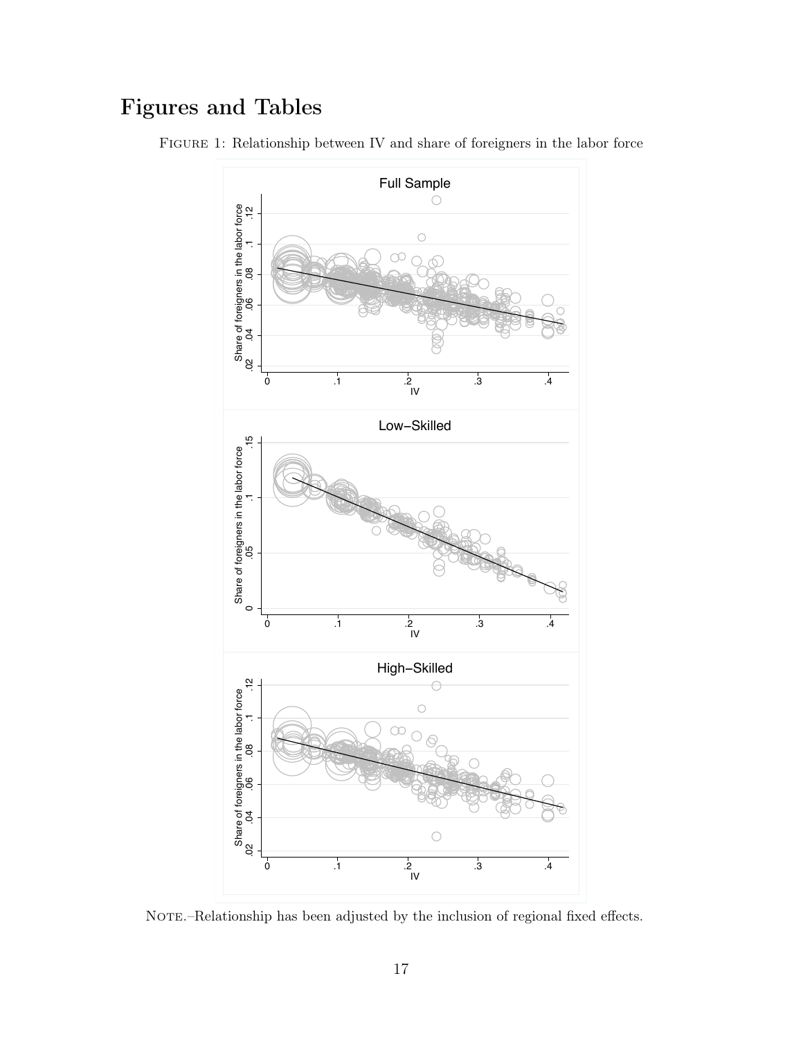# Figures and Tables

Figure 1: Relationship between IV and share of foreigners in the labor force

Note.–Relationship has been adjusted by the inclusion of regional fixed effects.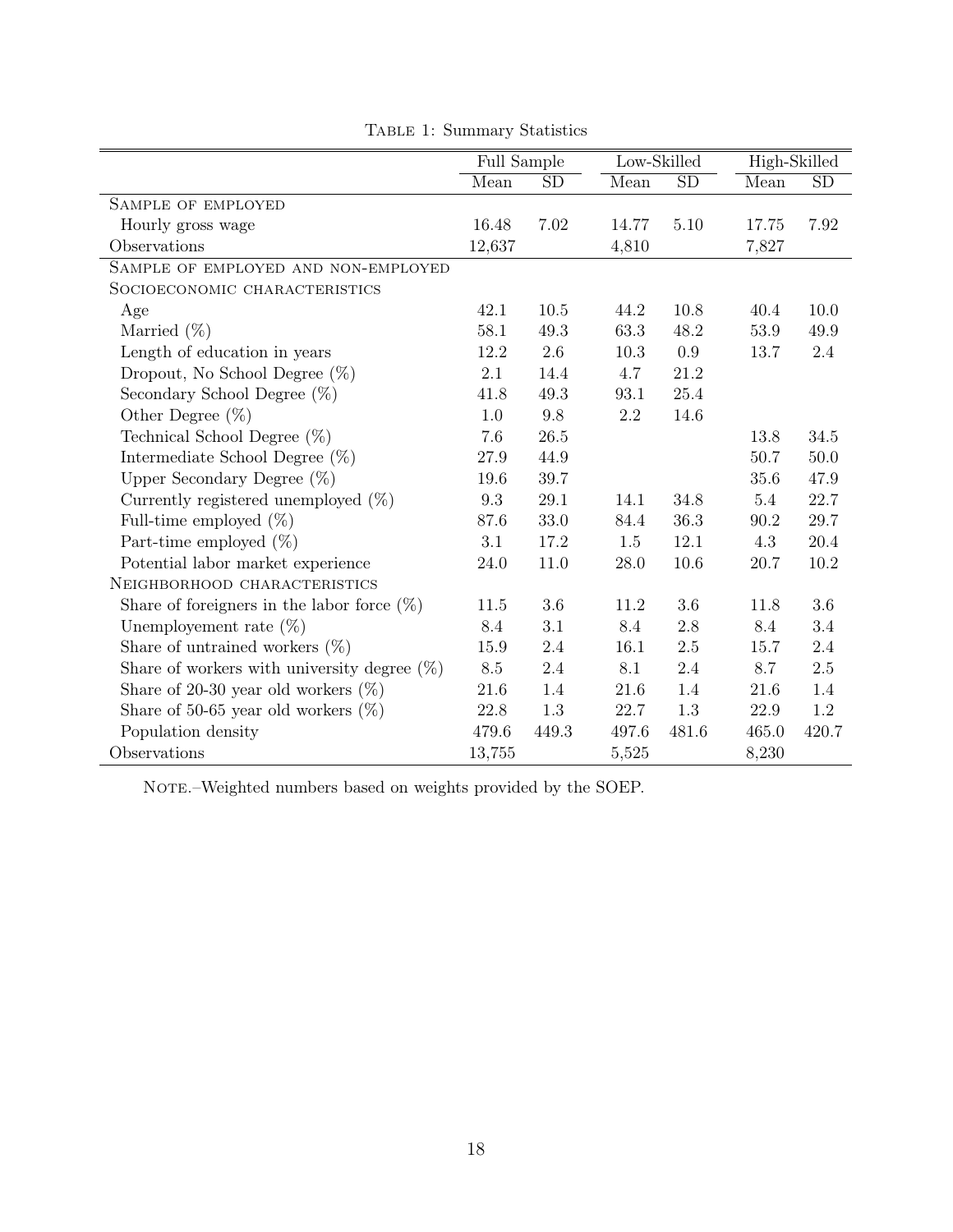Table 1: Summary Statistics

| | Full Sample | | Low-Skilled | | High-Skilled | |
|---|---|---|---|---|---|---|
| | Mean | SD | Mean | SD | Mean | SD |
| Sample of employed | | | | | | |
| Hourly gross wage | 16.48 | 7.02 | 14.77 | 5.10 | 17.75 | 7.92 |
| Observations | 12,637 | | 4,810 | | 7,827 | |
| Sample of employed and non-employed | | | | | | |
| Socioeconomic characteristics | | | | | | |
| Age | 42.1 | 10.5 | 44.2 | 10.8 | 40.4 | 10.0 |
| Married (%) | 58.1 | 49.3 | 63.3 | 48.2 | 53.9 | 49.9 |
| Length of education in years | 12.2 | 2.6 | 10.3 | 0.9 | 13.7 | 2.4 |
| Dropout, No School Degree (%) | 2.1 | 14.4 | 4.7 | 21.2 | | |
| Secondary School Degree (%) | 41.8 | 49.3 | 93.1 | 25.4 | | |
| Other Degree (%) | 1.0 | 9.8 | 2.2 | 14.6 | | |
| Technical School Degree (%) | 7.6 | 26.5 | | | 13.8 | 34.5 |
| Intermediate School Degree (%) | 27.9 | 44.9 | | | 50.7 | 50.0 |
| Upper Secondary Degree (%) | 19.6 | 39.7 | | | 35.6 | 47.9 |
| Currently registered unemployed (%) | 9.3 | 29.1 | 14.1 | 34.8 | 5.4 | 22.7 |
| Full-time employed (%) | 87.6 | 33.0 | 84.4 | 36.3 | 90.2 | 29.7 |
| Part-time employed (%) | 3.1 | 17.2 | 1.5 | 12.1 | 4.3 | 20.4 |
| Potential labor market experience | 24.0 | 11.0 | 28.0 | 10.6 | 20.7 | 10.2 |
| Neighborhood characteristics | | | | | | |
| Share of foreigners in the labor force (%) | 11.5 | 3.6 | 11.2 | 3.6 | 11.8 | 3.6 |
| Unemployement rate (%) | 8.4 | 3.1 | 8.4 | 2.8 | 8.4 | 3.4 |
| Share of untrained workers (%) | 15.9 | 2.4 | 16.1 | 2.5 | 15.7 | 2.4 |
| Share of workers with university degree (%) | 8.5 | 2.4 | 8.1 | 2.4 | 8.7 | 2.5 |
| Share of 20-30 year old workers (%) | 21.6 | 1.4 | 21.6 | 1.4 | 21.6 | 1.4 |
| Share of 50-65 year old workers (%) | 22.8 | 1.3 | 22.7 | 1.3 | 22.9 | 1.2 |
| Population density | 479.6 | 449.3 | 497.6 | 481.6 | 465.0 | 420.7 |
| Observations | 13,755 | | 5,525 | | 8,230 | |

Note.–Weighted numbers based on weights provided by the SOEP.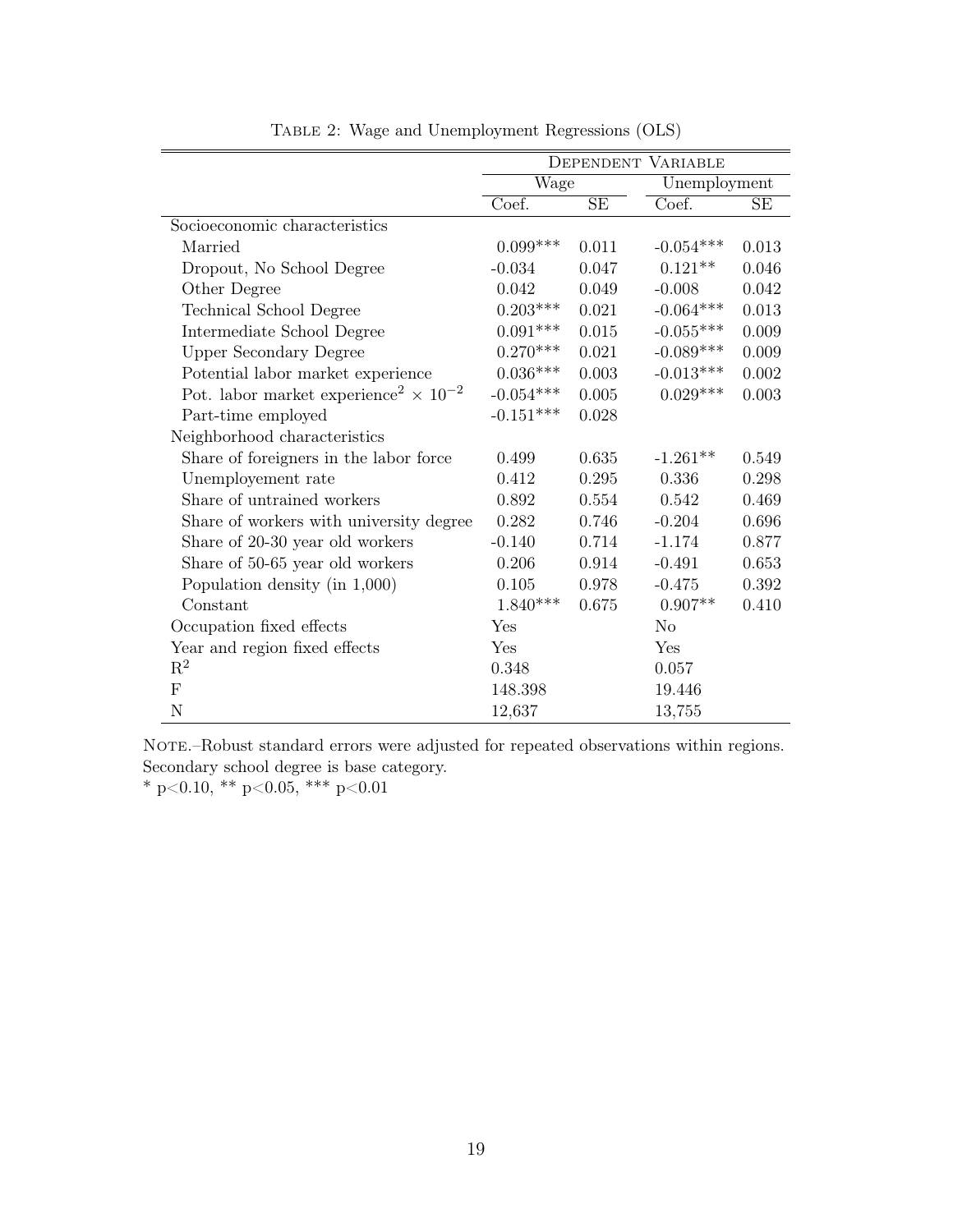Table 2: Wage and Unemployment Regressions (OLS)

| | Dependent Variable | | | |
|---|---|---|---|---|
| | Wage | | Unemployment | |
| | Coef. | SE | Coef. | SE |
| Socioeconomic characteristics | | | | |
| Married | 0.099*** | 0.011 | -0.054*** | 0.013 |
| Dropout, No School Degree | -0.034 | 0.047 | 0.121** | 0.046 |
| Other Degree | 0.042 | 0.049 | -0.008 | 0.042 |
| Technical School Degree | 0.203*** | 0.021 | -0.064*** | 0.013 |
| Intermediate School Degree | 0.091*** | 0.015 | -0.055*** | 0.009 |
| Upper Secondary Degree | 0.270*** | 0.021 | -0.089*** | 0.009 |
| Potential labor market experience | 0.036*** | 0.003 | -0.013*** | 0.002 |
| Pot. labor market experience$^2 \times 10^{-2}$ | -0.054*** | 0.005 | 0.029*** | 0.003 |
| Part-time employed | -0.151*** | 0.028 | | |
| Neighborhood characteristics | | | | |
| Share of foreigners in the labor force | 0.499 | 0.635 | -1.261** | 0.549 |
| Unemployement rate | 0.412 | 0.295 | 0.336 | 0.298 |
| Share of untrained workers | 0.892 | 0.554 | 0.542 | 0.469 |
| Share of workers with university degree | 0.282 | 0.746 | -0.204 | 0.696 |
| Share of 20-30 year old workers | -0.140 | 0.714 | -1.174 | 0.877 |
| Share of 50-65 year old workers | 0.206 | 0.914 | -0.491 | 0.653 |
| Population density (in 1,000) | 0.105 | 0.978 | -0.475 | 0.392 |
| Constant | 1.840*** | 0.675 | 0.907** | 0.410 |
| Occupation fixed effects | Yes | | No | |
| Year and region fixed effects | Yes | | Yes | |
| $R^2$ | 0.348 | | 0.057 | |
| F | 148.398 | | 19.446 | |
| N | 12,637 | | 13,755 | |

Note.–Robust standard errors were adjusted for repeated observations within regions. Secondary school degree is base category.

* $p<0.10$, ** $p<0.05$, *** $p<0.01$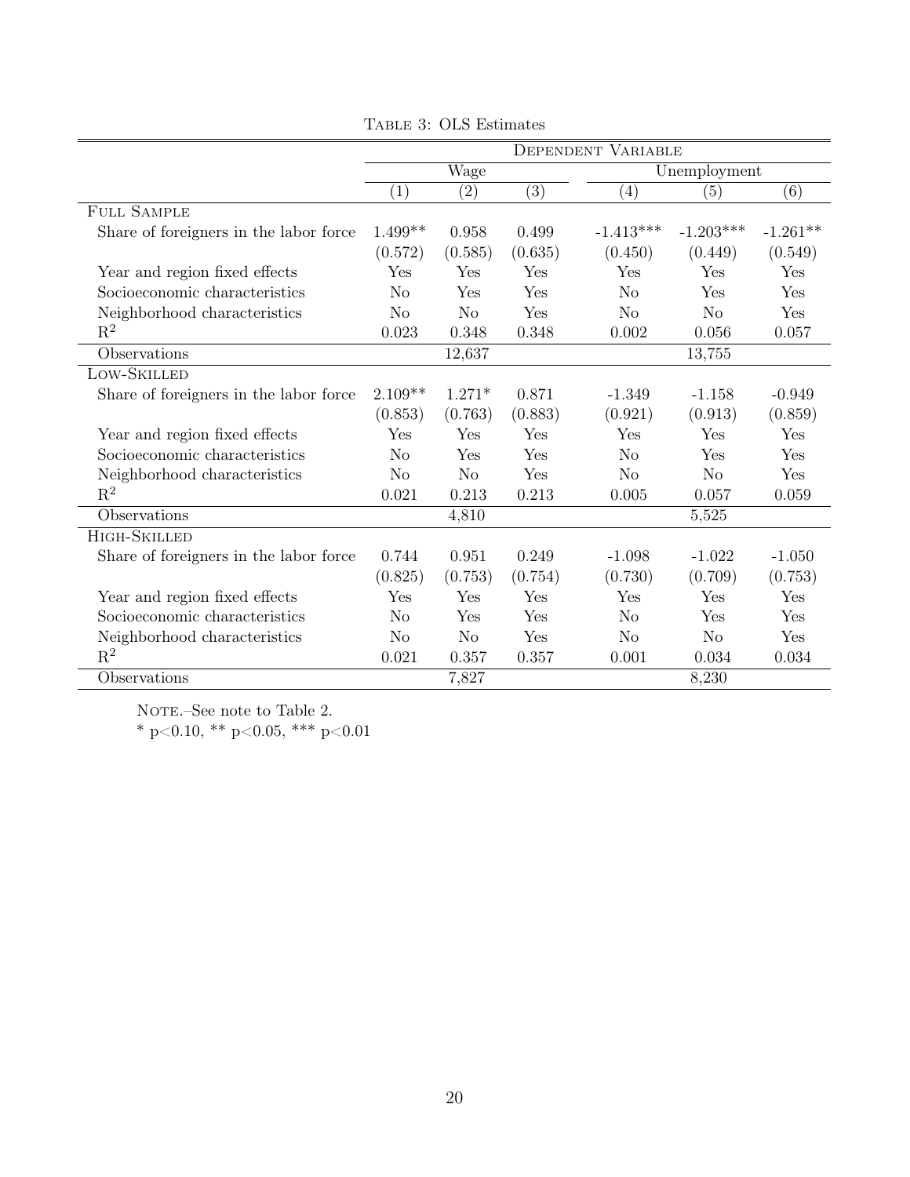Table 3: OLS Estimates

| | Dependent Variable | | | | | |
|---|---|---|---|---|---|---|
| | Wage | | | Unemployment | | |
| | (1) | (2) | (3) | (4) | (5) | (6) |
| **Full Sample** | | | | | | |
| Share of foreigners in the labor force | 1.499** | 0.958 | 0.499 | -1.413*** | -1.203*** | -1.261** |
| | (0.572) | (0.585) | (0.635) | (0.450) | (0.449) | (0.549) |
| Year and region fixed effects | Yes | Yes | Yes | Yes | Yes | Yes |
| Socioeconomic characteristics | No | Yes | Yes | No | Yes | Yes |
| Neighborhood characteristics | No | No | Yes | No | No | Yes |
| $R^2$ | 0.023 | 0.348 | 0.348 | 0.002 | 0.056 | 0.057 |
| Observations | | 12,637 | | | 13,755 | |
| **Low-Skilled** | | | | | | |
| Share of foreigners in the labor force | 2.109** | 1.271* | 0.871 | -1.349 | -1.158 | -0.949 |
| | (0.853) | (0.763) | (0.883) | (0.921) | (0.913) | (0.859) |
| Year and region fixed effects | Yes | Yes | Yes | Yes | Yes | Yes |
| Socioeconomic characteristics | No | Yes | Yes | No | Yes | Yes |
| Neighborhood characteristics | No | No | Yes | No | No | Yes |
| $R^2$ | 0.021 | 0.213 | 0.213 | 0.005 | 0.057 | 0.059 |
| Observations | | 4,810 | | | 5,525 | |
| **High-Skilled** | | | | | | |
| Share of foreigners in the labor force | 0.744 | 0.951 | 0.249 | -1.098 | -1.022 | -1.050 |
| | (0.825) | (0.753) | (0.754) | (0.730) | (0.709) | (0.753) |
| Year and region fixed effects | Yes | Yes | Yes | Yes | Yes | Yes |
| Socioeconomic characteristics | No | Yes | Yes | No | Yes | Yes |
| Neighborhood characteristics | No | No | Yes | No | No | Yes |
| $R^2$ | 0.021 | 0.357 | 0.357 | 0.001 | 0.034 | 0.034 |
| Observations | | 7,827 | | | 8,230 | |

Note.–See note to Table 2.
* p<0.10, ** p<0.05, *** p<0.01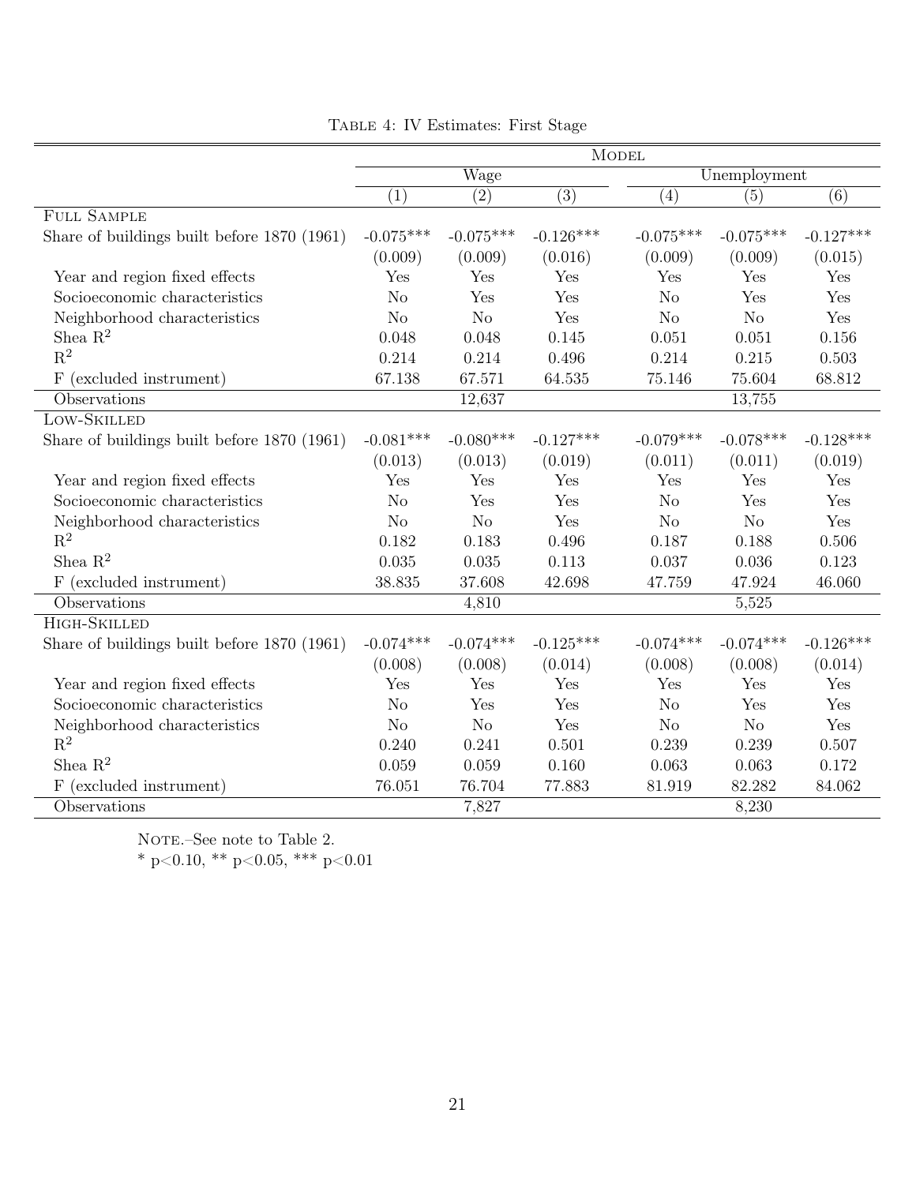Table 4: IV Estimates: First Stage

| | Model | | | | | |
|---|---|---|---|---|---|---|
| | Wage | | | Unemployment | | |
| | (1) | (2) | (3) | (4) | (5) | (6) |
| **Full Sample** | | | | | | |
| Share of buildings built before 1870 (1961) | -0.075*** | -0.075*** | -0.126*** | -0.075*** | -0.075*** | -0.127*** |
| | (0.009) | (0.009) | (0.016) | (0.009) | (0.009) | (0.015) |
| Year and region fixed effects | Yes | Yes | Yes | Yes | Yes | Yes |
| Socioeconomic characteristics | No | Yes | Yes | No | Yes | Yes |
| Neighborhood characteristics | No | No | Yes | No | No | Yes |
| Shea $R^2$ | 0.048 | 0.048 | 0.145 | 0.051 | 0.051 | 0.156 |
| $R^2$ | 0.214 | 0.214 | 0.496 | 0.214 | 0.215 | 0.503 |
| F (excluded instrument) | 67.138 | 67.571 | 64.535 | 75.146 | 75.604 | 68.812 |
| Observations | | 12,637 | | | 13,755 | |
| **Low-Skilled** | | | | | | |
| Share of buildings built before 1870 (1961) | -0.081*** | -0.080*** | -0.127*** | -0.079*** | -0.078*** | -0.128*** |
| | (0.013) | (0.013) | (0.019) | (0.011) | (0.011) | (0.019) |
| Year and region fixed effects | Yes | Yes | Yes | Yes | Yes | Yes |
| Socioeconomic characteristics | No | Yes | Yes | No | Yes | Yes |
| Neighborhood characteristics | No | No | Yes | No | No | Yes |
| $R^2$ | 0.182 | 0.183 | 0.496 | 0.187 | 0.188 | 0.506 |
| Shea $R^2$ | 0.035 | 0.035 | 0.113 | 0.037 | 0.036 | 0.123 |
| F (excluded instrument) | 38.835 | 37.608 | 42.698 | 47.759 | 47.924 | 46.060 |
| Observations | | 4,810 | | | 5,525 | |
| **High-Skilled** | | | | | | |
| Share of buildings built before 1870 (1961) | -0.074*** | -0.074*** | -0.125*** | -0.074*** | -0.074*** | -0.126*** |
| | (0.008) | (0.008) | (0.014) | (0.008) | (0.008) | (0.014) |
| Year and region fixed effects | Yes | Yes | Yes | Yes | Yes | Yes |
| Socioeconomic characteristics | No | Yes | Yes | No | Yes | Yes |
| Neighborhood characteristics | No | No | Yes | No | No | Yes |
| $R^2$ | 0.240 | 0.241 | 0.501 | 0.239 | 0.239 | 0.507 |
| Shea $R^2$ | 0.059 | 0.059 | 0.160 | 0.063 | 0.063 | 0.172 |
| F (excluded instrument) | 76.051 | 76.704 | 77.883 | 81.919 | 82.282 | 84.062 |
| Observations | | 7,827 | | | 8,230 | |

Note.–See note to Table 2.
* p<0.10, ** p<0.05, *** p<0.01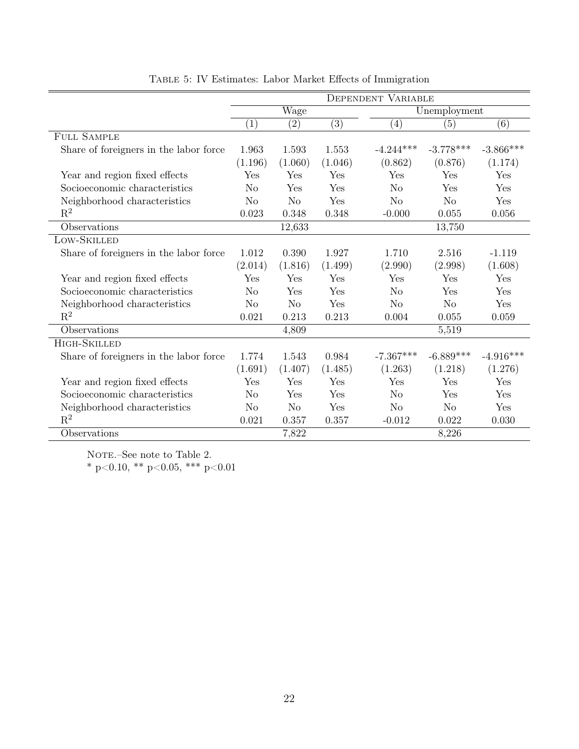TABLE 5: IV Estimates: Labor Market Effects of Immigration

| | Dependent Variable | | | | | |
|---|---|---|---|---|---|---|
| | Wage | | | Unemployment | | |
| | (1) | (2) | (3) | (4) | (5) | (6) |
| **Full Sample** | | | | | | |
| Share of foreigners in the labor force | 1.963 | 1.593 | 1.553 | -4.244*** | -3.778*** | -3.866*** |
| | (1.196) | (1.060) | (1.046) | (0.862) | (0.876) | (1.174) |
| Year and region fixed effects | Yes | Yes | Yes | Yes | Yes | Yes |
| Socioeconomic characteristics | No | Yes | Yes | No | Yes | Yes |
| Neighborhood characteristics | No | No | Yes | No | No | Yes |
| $R^2$ | 0.023 | 0.348 | 0.348 | -0.000 | 0.055 | 0.056 |
| Observations | | 12,633 | | | 13,750 | |
| **Low-Skilled** | | | | | | |
| Share of foreigners in the labor force | 1.012 | 0.390 | 1.927 | 1.710 | 2.516 | -1.119 |
| | (2.014) | (1.816) | (1.499) | (2.990) | (2.998) | (1.608) |
| Year and region fixed effects | Yes | Yes | Yes | Yes | Yes | Yes |
| Socioeconomic characteristics | No | Yes | Yes | No | Yes | Yes |
| Neighborhood characteristics | No | No | Yes | No | No | Yes |
| $R^2$ | 0.021 | 0.213 | 0.213 | 0.004 | 0.055 | 0.059 |
| Observations | | 4,809 | | | 5,519 | |
| **High-Skilled** | | | | | | |
| Share of foreigners in the labor force | 1.774 | 1.543 | 0.984 | -7.367*** | -6.889*** | -4.916*** |
| | (1.691) | (1.407) | (1.485) | (1.263) | (1.218) | (1.276) |
| Year and region fixed effects | Yes | Yes | Yes | Yes | Yes | Yes |
| Socioeconomic characteristics | No | Yes | Yes | No | Yes | Yes |
| Neighborhood characteristics | No | No | Yes | No | No | Yes |
| $R^2$ | 0.021 | 0.357 | 0.357 | -0.012 | 0.022 | 0.030 |
| Observations | | 7,822 | | | 8,226 | |

NOTE.–See note to Table 2.
* p<0.10, ** p<0.05, *** p<0.01